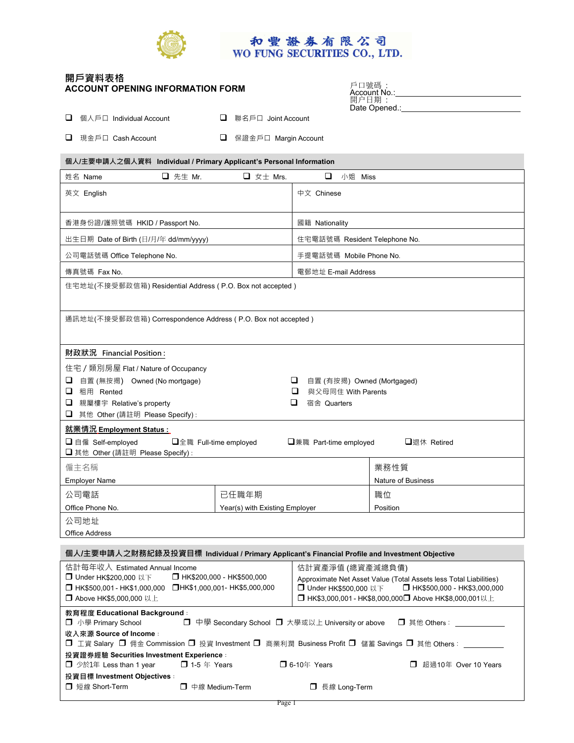# 和豐證券有限公司
# WO FUNG SECURITIES CO., LTD.

## 開戶資料表格
## ACCOUNT OPENING INFORMATION FORM

戶口號碼 :
Account No.: ______________________________

開戶日期 :
Date Opened.: ______________________________

❑ 個人戶口 Individual Account ❑ 聯名戶口 Joint Account

❑ 現金戶口 Cash Account ❑ 保證金戶口 Margin Account

### 個人/主要申請人之個人資料 Individual / Primary Applicant's Personal Information

| 姓名 Name ❑ 先生 Mr. ❑ 女士 Mrs. ❑ 小姐 Miss | |
|---|---|
| 英文 English | 中文 Chinese |
| 香港身份證/護照號碼 HKID / Passport No. | 國籍 Nationality |
| 出生日期 Date of Birth (日/月/年 dd/mm/yyyy) | 住宅電話號碼 Resident Telephone No. |
| 公司電話號碼 Office Telephone No. | 手提電話號碼 Mobile Phone No. |
| 傳真號碼 Fax No. | 電郵地址 E-mail Address |
| 住宅地址(不接受郵政信箱) Residential Address ( P.O. Box not accepted ) | |
| 通訊地址(不接受郵政信箱) Correspondence Address ( P.O. Box not accepted ) | |

**財政狀況 Financial Position :**

住宅 / 類別房屋 Flat / Nature of Occupancy

❑ 自置 (無按揭) Owned (No mortgage) ❑ 自置 (有按揭) Owned (Mortgaged)
❑ 租用 Rented ❑ 與父母同住 With Parents
❑ 親屬樓宇 Relative's property ❑ 宿舍 Quarters
❑ 其他 Other (請註明 Please Specify) :

**就業情況 Employment Status :**

❑ 自僱 Self-employed ❑ 全職 Full-time employed ❑ 兼職 Part-time employed ❑ 退休 Retired
❑ 其他 Other (請註明 Please Specify) :

| 僱主名稱 Employer Name | | 業務性質 Nature of Business |
|---|---|---|
| 公司電話 Office Phone No. | 已任職年期 Year(s) with Existing Employer | 職位 Position |
| 公司地址 Office Address | | |

### 個人/主要申請人之財務紀錄及投資目標 Individual / Primary Applicant's Financial Profile and Investment Objective

| 估計每年收入 Estimated Annual Income | 估計資產淨值 (總資產減總負債) Approximate Net Asset Value (Total Assets less Total Liabilities) |
|---|---|
| ❑ Under HK$200,000 以下 ❑ HK$200,000 - HK$500,000 ❑ HK$500,001 - HK$1,000,000 ❑ HK$1,000,001- HK$5,000,000 ❑ Above HK$5,000,000 以上 | ❑ Under HK$500,000 以下 ❑ HK$500,000 - HK$3,000,000 ❑ HK$3,000,001 - HK$8,000,000 ❑ Above HK$8,000,001以上 |

**教育程度 Educational Background :**
❑ 小學 Primary School ❑ 中學 Secondary School ❑ 大學或以上 University or above ❑ 其他 Others : ____________

**收入來源 Source of Income :**
❑ 工資 Salary ❑ 佣金 Commission ❑ 投資 Investment ❑ 商業利潤 Business Profit ❑ 儲蓄 Savings ❑ 其他 Others : ____________

**投資證券經驗 Securities Investment Experience :**
❑ 少於1年 Less than 1 year ❑ 1-5 年 Years ❑ 6-10年 Years ❑ 超過10年 Over 10 Years

**投資目標 Investment Objectives :**
❑ 短線 Short-Term ❑ 中線 Medium-Term ❑ 長線 Long-Term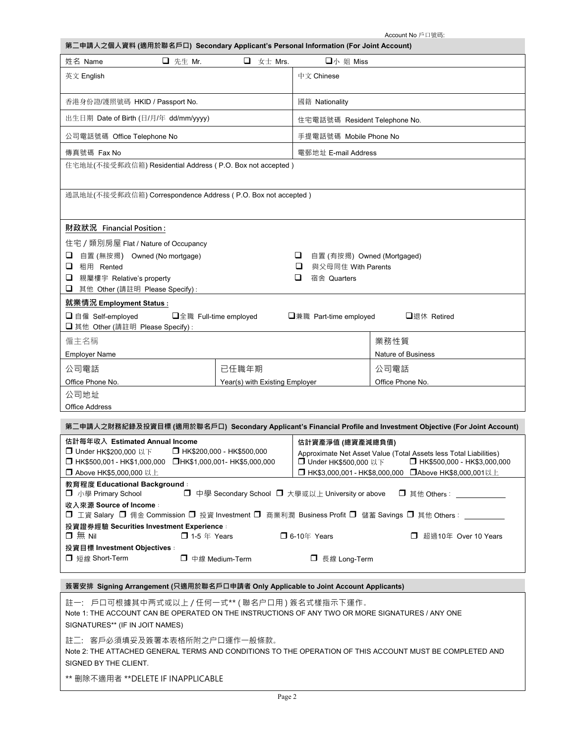Account No 戶口號碼:

## 第二申請人之個人資料 (適用於聯名戶口) Secondary Applicant's Personal Information (For Joint Account)

| 姓名 Name ❑ 先生 Mr. ❑ 女士 Mrs. ❑小 姐 Miss | |
|---|---|
| 英文 English | 中文 Chinese |
| 香港身份證/護照號碼 HKID / Passport No. | 國籍 Nationality |
| 出生日期 Date of Birth (日/月/年 dd/mm/yyyy) | 住宅電話號碼 Resident Telephone No. |
| 公司電話號碼 Office Telephone No | 手提電話號碼 Mobile Phone No |
| 傳真號碼 Fax No | 電郵地址 E-mail Address |
| 住宅地址(不接受郵政信箱) Residential Address ( P.O. Box not accepted ) | |
| 通訊地址(不接受郵政信箱) Correspondence Address ( P.O. Box not accepted ) | |

**財政狀況 Financial Position :**

住宅 / 類別房屋 Flat / Nature of Occupancy

- ❑ 自置 (無按揭) Owned (No mortgage)
- ❑ 自置 (有按揭) Owned (Mortgaged)
- ❑ 租用 Rented
- ❑ 與父母同住 With Parents
- ❑ 親屬樓宇 Relative's property
- ❑ 宿舍 Quarters
- ❑ 其他 Other (請註明 Please Specify) :

**就業情況 Employment Status :**

❑ 自僱 Self-employed ❑全職 Full-time employed ❑兼職 Part-time employed ❑退休 Retired
❑ 其他 Other (請註明 Please Specify) :

| 僱主名稱 Employer Name | | 業務性質 Nature of Business |
|---|---|---|
| 公司電話 Office Phone No. | 已任職年期 Year(s) with Existing Employer | 公司電話 Office Phone No. |
| 公司地址 Office Address | | |

## 第二申請人之財務紀錄及投資目標 (適用於聯名戶口) Secondary Applicant's Financial Profile and Investment Objective (For Joint Account)

**估計每年收入 Estimated Annual Income**

❑ Under HK$200,000 以下 ❑ HK$200,000 - HK$500,000
❑ HK$500,001 - HK$1,000,000 ❑HK$1,000,001- HK$5,000,000
❑ Above HK$5,000,000 以上

**估計資產淨值 (總資產減總負債)**
Approximate Net Asset Value (Total Assets less Total Liabilities)
❑ Under HK$500,000 以下 ❑ HK$500,000 - HK$3,000,000
❑ HK$3,000,001 - HK$8,000,000 ❑Above HK$8,000,001以上

**教育程度 Educational Background** :
❑ 小學 Primary School ❑ 中學 Secondary School ❑ 大學或以上 University or above ❑ 其他 Others : ____________

**收入來源 Source of Income** :
❑ 工資 Salary ❑ 佣金 Commission ❑ 投資 Investment ❑ 商業利潤 Business Profit ❑ 儲蓄 Savings ❑ 其他 Others : __________

**投資證券經驗 Securities Investment Experience** :
❑ 無 Nil ❑ 1-5 年 Years ❑ 6-10年 Years ❑ 超過10年 Over 10 Years

**投資目標 Investment Objectives** :
❑ 短線 Short-Term ❑ 中線 Medium-Term ❑ 長線 Long-Term

## 簽署安排 Signing Arrangement (只適用於聯名戶口申請者 Only Applicable to Joint Account Applicants)

註一: 戶口可根據其中兩式或以上 / 任何一式** ( 聯名户口用 ) 簽名式樣指示下運作。
Note 1: THE ACCOUNT CAN BE OPERATED ON THE INSTRUCTIONS OF ANY TWO OR MORE SIGNATURES / ANY ONE SIGNATURES** (IF IN JOIT NAMES)

註二: 客戶必須填妥及簽署本表格所附之户口運作一般條款。
Note 2: THE ATTACHED GENERAL TERMS AND CONDITIONS TO THE OPERATION OF THIS ACCOUNT MUST BE COMPLETED AND SIGNED BY THE CLIENT.

** 刪除不適用者 **DELETE IF INAPPLICABLE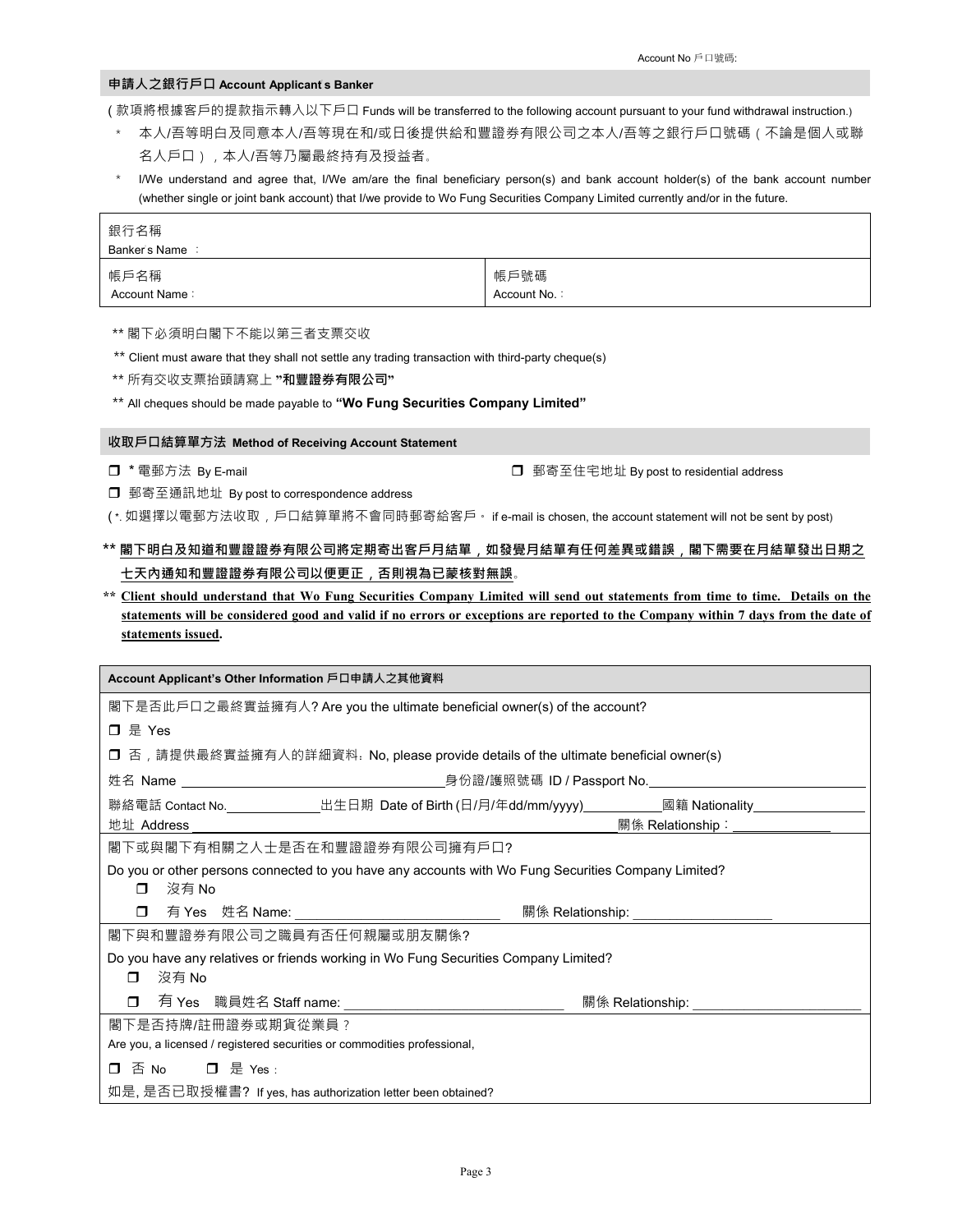Account No 戶口號碼:

## 申請人之銀行戶口 Account Applicant s Banker

( 款項將根據客戶的提款指示轉入以下戶口 Funds will be transferred to the following account pursuant to your fund withdrawal instruction.)

* 本人/吾等明白及同意本人/吾等現在和/或日後提供給和豐證券有限公司之本人/吾等之銀行戶口號碼（不論是個人或聯名人戶口），本人/吾等乃屬最終持有及授益者。
* I/We understand and agree that, I/We am/are the final beneficiary person(s) and bank account holder(s) of the bank account number (whether single or joint bank account) that I/we provide to Wo Fung Securities Company Limited currently and/or in the future.

| 銀行名稱<br>Banker s Name ： | |
|---|---|
| 帳戶名稱<br>Account Name： | 帳戶號碼<br>Account No.： |

** 閣下必須明白閣下不能以第三者支票交收

** Client must aware that they shall not settle any trading transaction with third-party cheque(s)

** 所有交收支票抬頭請寫上 **"和豐證券有限公司"**

** All cheques should be made payable to **"Wo Fung Securities Company Limited"**

## 收取戶口結算單方法 Method of Receiving Account Statement

❒ * 電郵方法 By E-mail ❒ 郵寄至住宅地址 By post to residential address

❒ 郵寄至通訊地址 By post to correspondence address

(*. 如選擇以電郵方法收取，戶口結算單將不會同時郵寄給客戶。 if e-mail is chosen, the account statement will not be sent by post)

** **<u>閣下明白及知道和豐證證券有限公司將定期寄出客戶月結單，如發覺月結單有任何差異或錯誤，閣下需要在月結單發出日期之七天內通知和豐證證券有限公司以便更正，否則視為已蒙核對無誤</u>**。

** **<u>Client should understand that Wo Fung Securities Company Limited will send out statements from time to time. Details on the statements will be considered good and valid if no errors or exceptions are reported to the Company within 7 days from the date of statements issued</u>.**

## Account Applicant's Other Information 戶口申請人之其他資料

閣下是否此戶口之最終實益擁有人? Are you the ultimate beneficial owner(s) of the account?

❒ 是 Yes

❒ 否，請提供最終實益擁有人的詳細資料。No, please provide details of the ultimate beneficial owner(s)

姓名 Name ______________________ 身份證/護照號碼 ID / Passport No.______________________

聯絡電話 Contact No.____________ 出生日期 Date of Birth (日/月/年dd/mm/yyyy)__________ 國籍 Nationality______________

地址 Address ______________________________________________ 關係 Relationship：____________

閣下或與閣下有相關之人士是否在和豐證證券有限公司擁有戶口?

Do you or other persons connected to you have any accounts with Wo Fung Securities Company Limited?

❒ 沒有 No

❒ 有 Yes 姓名 Name: ________________________ 關係 Relationship: ________________

閣下與和豐證券有限公司之職員有否任何親屬或朋友關係?

Do you have any relatives or friends working in Wo Fung Securities Company Limited?

❒ 沒有 No

❒ 有 Yes 職員姓名 Staff name: ________________________ 關係 Relationship: ____________________

閣下是否持牌/註冊證券或期貨從業員？

Are you, a licensed / registered securities or commodities professional,

❒ 否 No ❒ 是 Yes：

如是, 是否已取授權書? If yes, has authorization letter been obtained?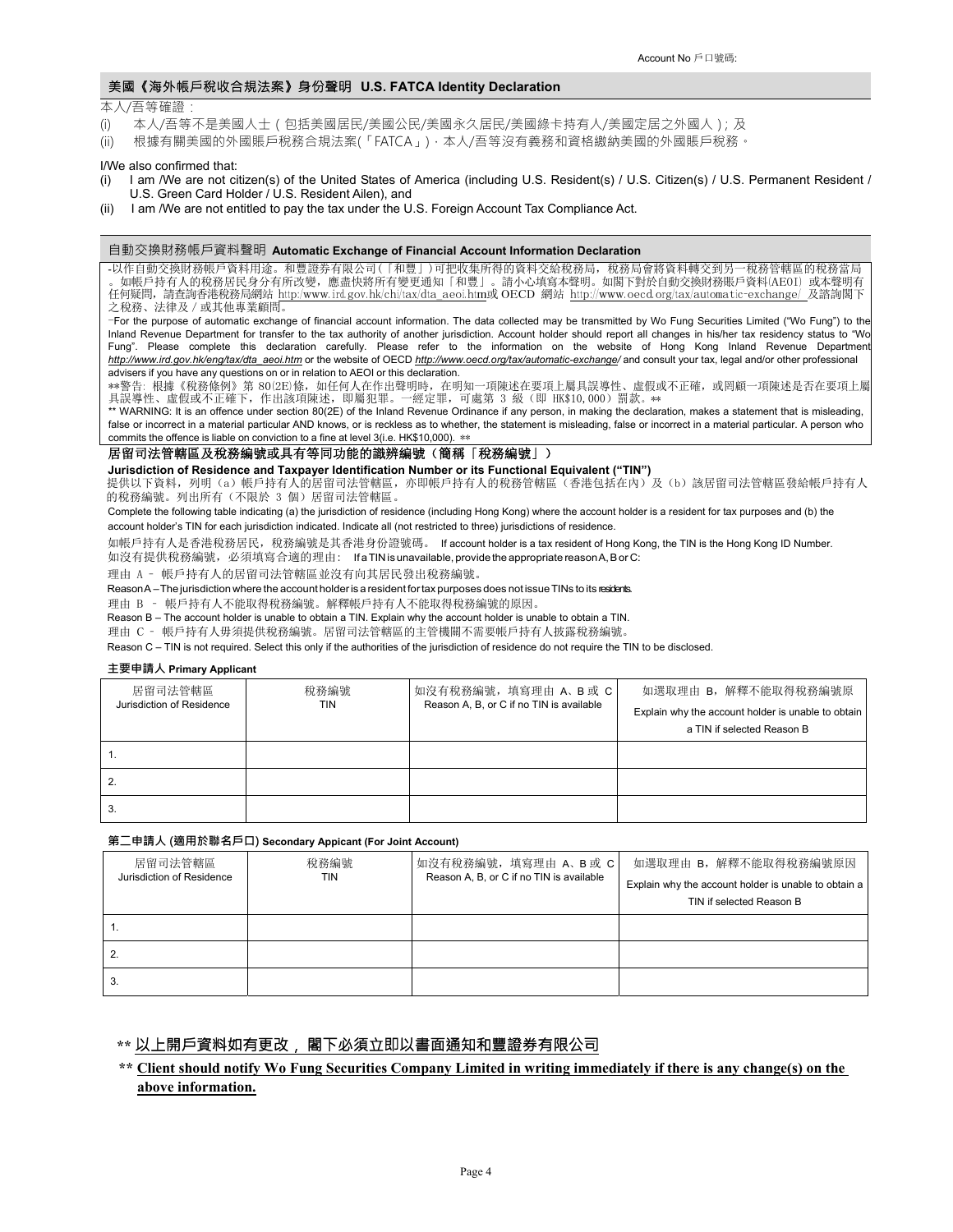Account No 戶口號碼:

## 美國《海外帳戶稅收合規法案》身份聲明 U.S. FATCA Identity Declaration

本人/吾等確證：

(i) 本人/吾等不是美國人士（包括美國居民/美國公民/美國永久居民/美國綠卡持有人/美國定居之外國人）; 及

(ii) 根據有關美國的外國賬戶稅務合規法案(「FATCA」)，本人/吾等沒有義務和資格繳納美國的外國賬戶稅務。

I/We also confirmed that:

(i) I am /We are not citizen(s) of the United States of America (including U.S. Resident(s) / U.S. Citizen(s) / U.S. Permanent Resident / U.S. Green Card Holder / U.S. Resident Ailen), and

(ii) I am /We are not entitled to pay the tax under the U.S. Foreign Account Tax Compliance Act.

## 自動交換財務帳戶資料聲明 Automatic Exchange of Financial Account Information Declaration

-以作自動交換財務帳戶資料用途。和豐證券有限公司(「和豐」)可把收集所得的資料交給稅務局，稅務局會將資料轉交到另一稅務管轄區的稅務當局。如帳戶持有人的稅務居民身分有所改變，應盡快將所有變更通知「和豐」。請小心填寫本聲明。如閣下對於自動交換財務賬戶資料(AEOI) 或本聲明有任何疑問，請查詢香港稅務局網站 http:/www.ird.gov.hk/chi/tax/dta_aeoi.htm或 OECD 網站 http://www.oecd.org/tax/automatic-exchange/ 及諮詢閣下之稅務、法律及 / 或其他專業顧問。

-For the purpose of automatic exchange of financial account information. The data collected may be transmitted by Wo Fung Securities Limited ("Wo Fung") to the Inland Revenue Department for transfer to the tax authority of another jurisdiction. Account holder should report all changes in his/her tax residency status to "Wo Fung". Please complete this declaration carefully. Please refer to the information on the website of Hong Kong Inland Revenue Department *http://www.ird.gov.hk/eng/tax/dta_aeoi.htm* or the website of OECD *http://www.oecd.org/tax/automatic-exchange/* and consult your tax, legal and/or other professional advisers if you have any questions on or in relation to AEOI or this declaration.

**警告: 根據《稅務條例》第 80(2E)條，如任何人在作出聲明時，在明知一項陳述在要項上屬具誤導性、虛假或不正確，或罔顧一項陳述是否在要項上屬具誤導性、虛假或不正確下，作出該項陳述，即屬犯罪。一經定罪，可處第 3 級（即 HK$10,000）罰款。**

** WARNING: It is an offence under section 80(2E) of the Inland Revenue Ordinance if any person, in making the declaration, makes a statement that is misleading, false or incorrect in a material particular AND knows, or is reckless as to whether, the statement is misleading, false or incorrect in a material particular. A person who commits the offence is liable on conviction to a fine at level 3(i.e. HK$10,000). **

### 居留司法管轄區及稅務編號或具有等同功能的識辨編號（簡稱「稅務編號」）

**Jurisdiction of Residence and Taxpayer Identification Number or its Functional Equivalent ("TIN")**

提供以下資料，列明（a）帳戶持有人的居留司法管轄區，亦即帳戶持有人的稅務管轄區（香港包括在內）及（b）該居留司法管轄區發給帳戶持有人的稅務編號。列出所有（不限於 3 個）居留司法管轄區。

Complete the following table indicating (a) the jurisdiction of residence (including Hong Kong) where the account holder is a resident for tax purposes and (b) the account holder's TIN for each jurisdiction indicated. Indicate all (not restricted to three) jurisdictions of residence.

如帳戶持有人是香港稅務居民，稅務編號是其香港身份證號碼。 If account holder is a tax resident of Hong Kong, the TIN is the Hong Kong ID Number.

如沒有提供稅務編號，必須填寫合適的理由： If a TIN is unavailable, provide the appropriate reason A, B or C:

理由 A – 帳戶持有人的居留司法管轄區並沒有向其居民發出稅務編號。

Reason A – The jurisdiction where the account holder is a resident for tax purposes does not issue TINs to its residents.

理由 B – 帳戶持有人不能取得稅務編號。解釋帳戶持有人不能取得稅務編號的原因。

Reason B – The account holder is unable to obtain a TIN. Explain why the account holder is unable to obtain a TIN.

理由 C – 帳戶持有人毋須提供稅務編號。居留司法管轄區的主管機關不需要帳戶持有人披露稅務編號。

Reason C – TIN is not required. Select this only if the authorities of the jurisdiction of residence do not require the TIN to be disclosed.

**主要申請人 Primary Applicant**

| 居留司法管轄區 Jurisdiction of Residence | 稅務編號 TIN | 如沒有稅務編號，填寫理由 A、B 或 C Reason A, B, or C if no TIN is available | 如選取理由 B，解釋不能取得稅務編號原 Explain why the account holder is unable to obtain a TIN if selected Reason B |
|---|---|---|---|
| 1. | | | |
| 2. | | | |
| 3. | | | |

**第二申請人 (適用於聯名戶口) Secondary Appicant (For Joint Account)**

| 居留司法管轄區 Jurisdiction of Residence | 稅務編號 TIN | 如沒有稅務編號，填寫理由 A、B 或 C Reason A, B, or C if no TIN is available | 如選取理由 B，解釋不能取得稅務編號原因 Explain why the account holder is unable to obtain a TIN if selected Reason B |
|---|---|---|---|
| 1. | | | |
| 2. | | | |
| 3. | | | |

** <u>以上開戶資料如有更改，閣下必須立即以書面通知和豐證券有限公司</u>

** **<u>Client should notify Wo Fung Securities Company Limited in writing immediately if there is any change(s) on the above information.</u>**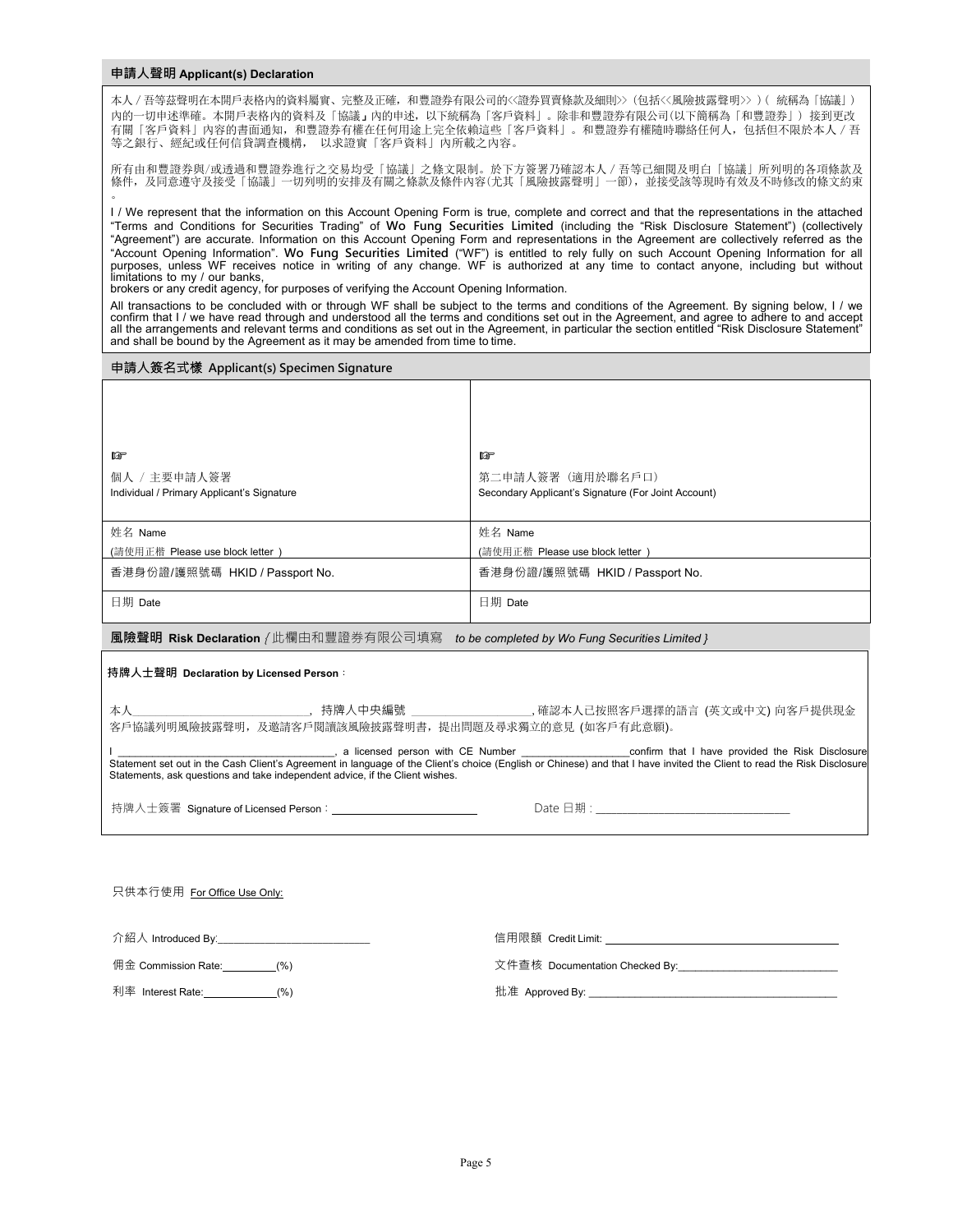## 申請人聲明 Applicant(s) Declaration

本人 / 吾等茲聲明在本開戶表格內的資料屬實、完整及正確，和豐證券有限公司的<<證券買賣條款及細則>>（包括<<風險披露聲明>>）（ 統稱為「協議」）內的一切申述準確。本開戶表格內的資料及「協議」內的申述，以下統稱為「客戶資料」。除非和豐證券有限公司(以下簡稱為「和豐證券」）接到更改有關「客戶資料」內容的書面通知，和豐證券有權在任何用途上完全依賴這些「客戶資料」。和豐證券有權隨時聯絡任何人，包括但不限於本人 / 吾等之銀行、經紀或任何信貸調查機構， 以求證實「客戶資料」內所載之內容。

所有由和豐證券與/或透過和豐證券進行之交易均受「協議」之條文限制。於下方簽署乃確認本人 / 吾等已細閱及明白「協議」所列明的各項條款及條件，及同意遵守及接受「協議」一切列明的安排及有關之條款及條件內容(尤其「風險披露聲明」一節)，並接受該等現時有效及不時修改的條文約束。

I / We represent that the information on this Account Opening Form is true, complete and correct and that the representations in the attached "Terms and Conditions for Securities Trading" of **Wo Fung Securities Limited** (including the "Risk Disclosure Statement") (collectively "Agreement") are accurate. Information on this Account Opening Form and representations in the Agreement are collectively referred as the "Account Opening Information". **Wo Fung Securities Limited** ("WF") is entitled to rely fully on such Account Opening Information for all purposes, unless WF receives notice in writing of any change. WF is authorized at any time to contact anyone, including but without limitations to my / our banks, brokers or any credit agency, for purposes of verifying the Account Opening Information.

All transactions to be concluded with or through WF shall be subject to the terms and conditions of the Agreement. By signing below, I / we confirm that I / we have read through and understood all the terms and conditions set out in the Agreement, and agree to adhere to and accept all the arrangements and relevant terms and conditions as set out in the Agreement, in particular the section entitled "Risk Disclosure Statement" and shall be bound by the Agreement as it may be amended from time to time.

## 申請人簽名式樣 Applicant(s) Specimen Signature

| | |
|---|---|
| ☞<br>個人 / 主要申請人簽署<br>Individual / Primary Applicant's Signature | ☞<br>第二申請人簽署（適用於聯名戶口）<br>Secondary Applicant's Signature (For Joint Account) |
| 姓名 Name<br>(請使用正楷 Please use block letter ) | 姓名 Name<br>(請使用正楷 Please use block letter ) |
| 香港身份證/護照號碼 HKID / Passport No. | 香港身份證/護照號碼 HKID / Passport No. |
| 日期 Date | 日期 Date |

## 風險聲明 Risk Declaration *{* 此欄由和豐證券有限公司填寫 *to be completed by Wo Fung Securities Limited }*

**持牌人士聲明 Declaration by Licensed Person**：

本人\_\_\_\_\_\_\_\_\_\_\_\_\_\_\_\_\_\_\_\_\_\_\_\_\_\_\_\_\_\_， 持牌人中央編號 \_\_\_\_\_\_\_\_\_\_\_\_\_\_\_\_\_\_\_\_, 確認本人已按照客戶選擇的語言 (英文或中文) 向客戶提供現金客戶協議列明風險披露聲明，及邀請客戶閱讀該風險披露聲明書，提出問題及尋求獨立的意見 (如客戶有此意願)。

I \_\_\_\_\_\_\_\_\_\_\_\_\_\_\_\_\_\_\_\_\_\_\_\_\_\_\_\_\_\_\_\_\_\_\_\_\_, a licensed person with CE Number \_\_\_\_\_\_\_\_\_\_\_\_\_\_\_\_\_\_confirm that I have provided the Risk Disclosure Statement set out in the Cash Client's Agreement in language of the Client's choice (English or Chinese) and that I have invited the Client to read the Risk Disclosure Statements, ask questions and take independent advice, if the Client wishes.

持牌人士簽署 Signature of Licensed Person：\_\_\_\_\_\_\_\_\_\_\_\_\_\_\_\_\_\_\_\_\_\_\_\_ Date 日期 : \_\_\_\_\_\_\_\_\_\_\_\_\_\_\_\_\_\_\_\_\_\_\_\_\_\_\_\_\_\_

只供本行使用 For Office Use Only:

介紹人 Introduced By:\_\_\_\_\_\_\_\_\_\_\_\_\_\_\_\_\_\_\_\_\_\_\_\_\_\_

信用限額 Credit Limit: \_\_\_\_\_\_\_\_\_\_\_\_\_\_\_\_\_\_\_\_\_\_\_\_\_\_\_\_\_\_\_\_\_\_\_\_\_\_

佣金 Commission Rate:\_\_\_\_\_\_\_\_\_(%)

文件查核 Documentation Checked By:\_\_\_\_\_\_\_\_\_\_\_\_\_\_\_\_\_\_\_\_\_\_\_\_\_\_

利率 Interest Rate:\_\_\_\_\_\_\_\_\_\_\_\_(%)

批准 Approved By: \_\_\_\_\_\_\_\_\_\_\_\_\_\_\_\_\_\_\_\_\_\_\_\_\_\_\_\_\_\_\_\_\_\_\_\_\_\_\_\_\_\_